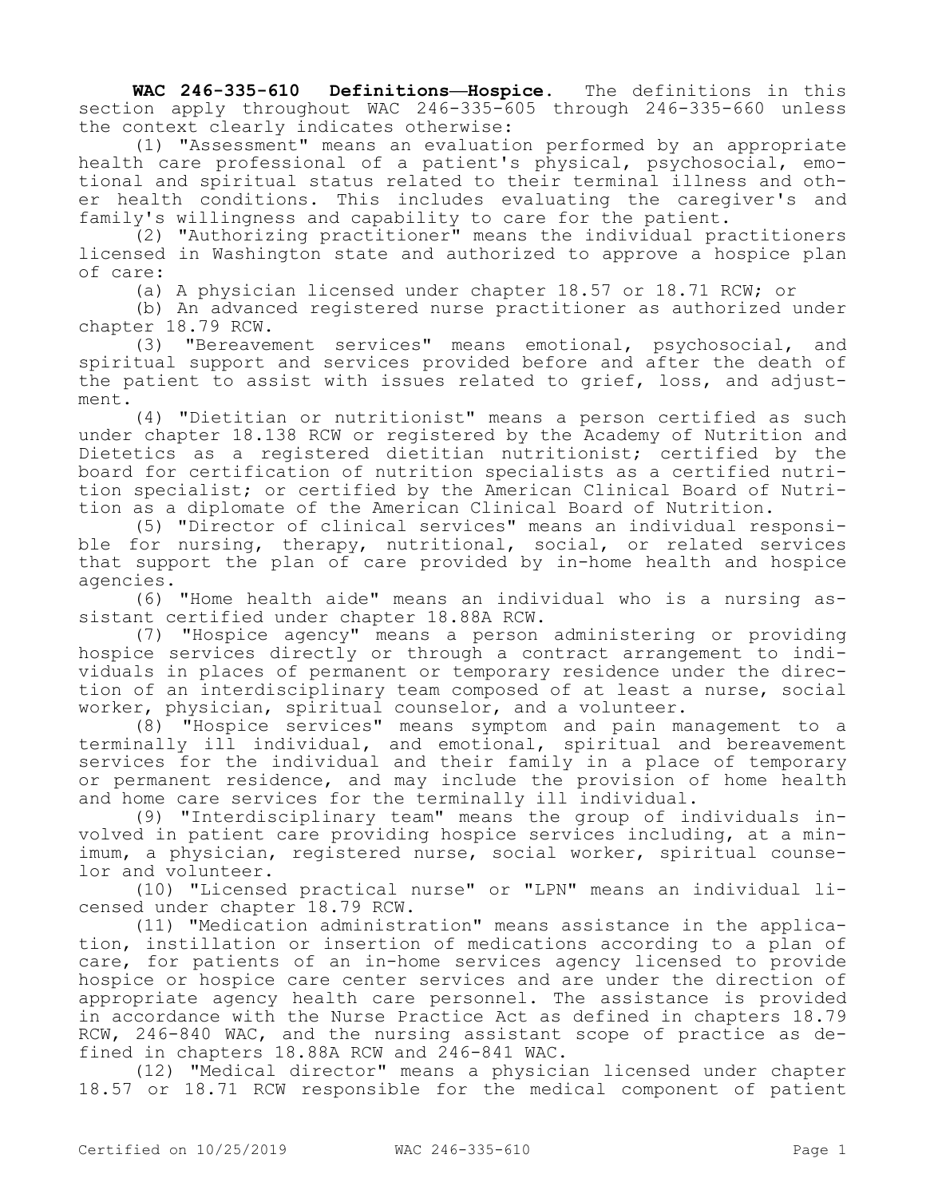**WAC 246-335-610 Definitions—Hospice.** The definitions in this section apply throughout WAC 246-335-605 through 246-335-660 unless the context clearly indicates otherwise:

(1) "Assessment" means an evaluation performed by an appropriate health care professional of a patient's physical, psychosocial, emotional and spiritual status related to their terminal illness and other health conditions. This includes evaluating the caregiver's and family's willingness and capability to care for the patient.

(2) "Authorizing practitioner" means the individual practitioners licensed in Washington state and authorized to approve a hospice plan of care:

(a) A physician licensed under chapter 18.57 or 18.71 RCW; or

(b) An advanced registered nurse practitioner as authorized under chapter 18.79 RCW.

(3) "Bereavement services" means emotional, psychosocial, and spiritual support and services provided before and after the death of the patient to assist with issues related to grief, loss, and adjustment.

(4) "Dietitian or nutritionist" means a person certified as such under chapter 18.138 RCW or registered by the Academy of Nutrition and Dietetics as a registered dietitian nutritionist; certified by the board for certification of nutrition specialists as a certified nutrition specialist; or certified by the American Clinical Board of Nutrition as a diplomate of the American Clinical Board of Nutrition.

(5) "Director of clinical services" means an individual responsible for nursing, therapy, nutritional, social, or related services that support the plan of care provided by in-home health and hospice agencies.

(6) "Home health aide" means an individual who is a nursing assistant certified under chapter 18.88A RCW.

(7) "Hospice agency" means a person administering or providing hospice services directly or through a contract arrangement to individuals in places of permanent or temporary residence under the direction of an interdisciplinary team composed of at least a nurse, social worker, physician, spiritual counselor, and a volunteer.

(8) "Hospice services" means symptom and pain management to a terminally ill individual, and emotional, spiritual and bereavement services for the individual and their family in a place of temporary or permanent residence, and may include the provision of home health and home care services for the terminally ill individual.

(9) "Interdisciplinary team" means the group of individuals involved in patient care providing hospice services including, at a minimum, a physician, registered nurse, social worker, spiritual counselor and volunteer.

(10) "Licensed practical nurse" or "LPN" means an individual licensed under chapter 18.79 RCW.

(11) "Medication administration" means assistance in the application, instillation or insertion of medications according to a plan of care, for patients of an in-home services agency licensed to provide hospice or hospice care center services and are under the direction of appropriate agency health care personnel. The assistance is provided in accordance with the Nurse Practice Act as defined in chapters 18.79 RCW, 246-840 WAC, and the nursing assistant scope of practice as defined in chapters 18.88A RCW and 246-841 WAC.

(12) "Medical director" means a physician licensed under chapter 18.57 or 18.71 RCW responsible for the medical component of patient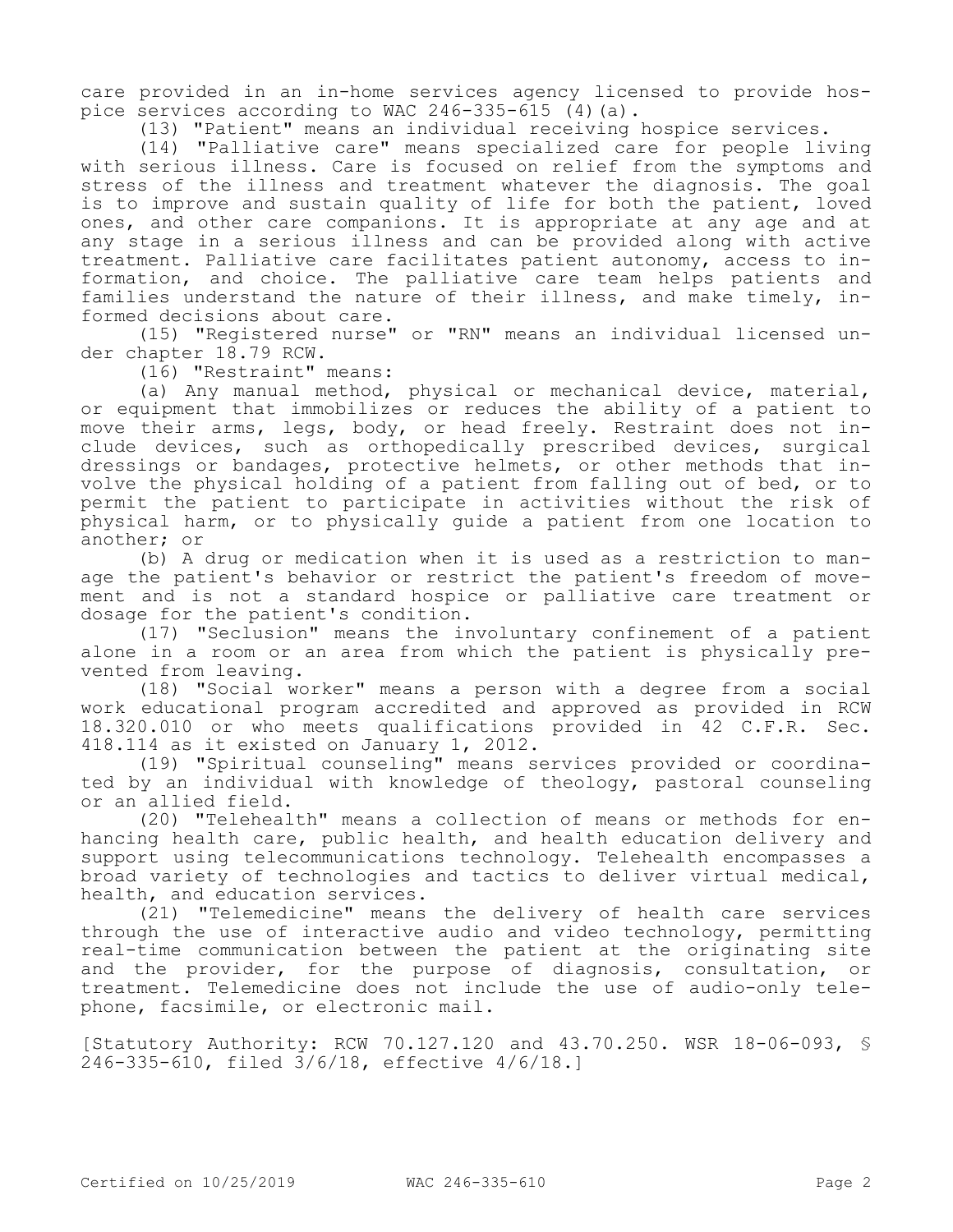care provided in an in-home services agency licensed to provide hospice services according to WAC 246-335-615 (4)(a).

(13) "Patient" means an individual receiving hospice services.

(14) "Palliative care" means specialized care for people living with serious illness. Care is focused on relief from the symptoms and stress of the illness and treatment whatever the diagnosis. The goal is to improve and sustain quality of life for both the patient, loved ones, and other care companions. It is appropriate at any age and at any stage in a serious illness and can be provided along with active treatment. Palliative care facilitates patient autonomy, access to information, and choice. The palliative care team helps patients and families understand the nature of their illness, and make timely, informed decisions about care.

(15) "Registered nurse" or "RN" means an individual licensed under chapter 18.79 RCW.

(16) "Restraint" means:

(a) Any manual method, physical or mechanical device, material, or equipment that immobilizes or reduces the ability of a patient to move their arms, legs, body, or head freely. Restraint does not include devices, such as orthopedically prescribed devices, surgical dressings or bandages, protective helmets, or other methods that involve the physical holding of a patient from falling out of bed, or to permit the patient to participate in activities without the risk of physical harm, or to physically guide a patient from one location to another; or

(b) A drug or medication when it is used as a restriction to manage the patient's behavior or restrict the patient's freedom of movement and is not a standard hospice or palliative care treatment or dosage for the patient's condition.

(17) "Seclusion" means the involuntary confinement of a patient alone in a room or an area from which the patient is physically prevented from leaving.

(18) "Social worker" means a person with a degree from a social work educational program accredited and approved as provided in RCW 18.320.010 or who meets qualifications provided in 42 C.F.R. Sec. 418.114 as it existed on January 1, 2012.

(19) "Spiritual counseling" means services provided or coordinated by an individual with knowledge of theology, pastoral counseling or an allied field.

(20) "Telehealth" means a collection of means or methods for enhancing health care, public health, and health education delivery and support using telecommunications technology. Telehealth encompasses a broad variety of technologies and tactics to deliver virtual medical, health, and education services.

(21) "Telemedicine" means the delivery of health care services through the use of interactive audio and video technology, permitting real-time communication between the patient at the originating site and the provider, for the purpose of diagnosis, consultation, or treatment. Telemedicine does not include the use of audio-only telephone, facsimile, or electronic mail.

[Statutory Authority: RCW 70.127.120 and 43.70.250. WSR 18-06-093, § 246-335-610, filed 3/6/18, effective 4/6/18.]